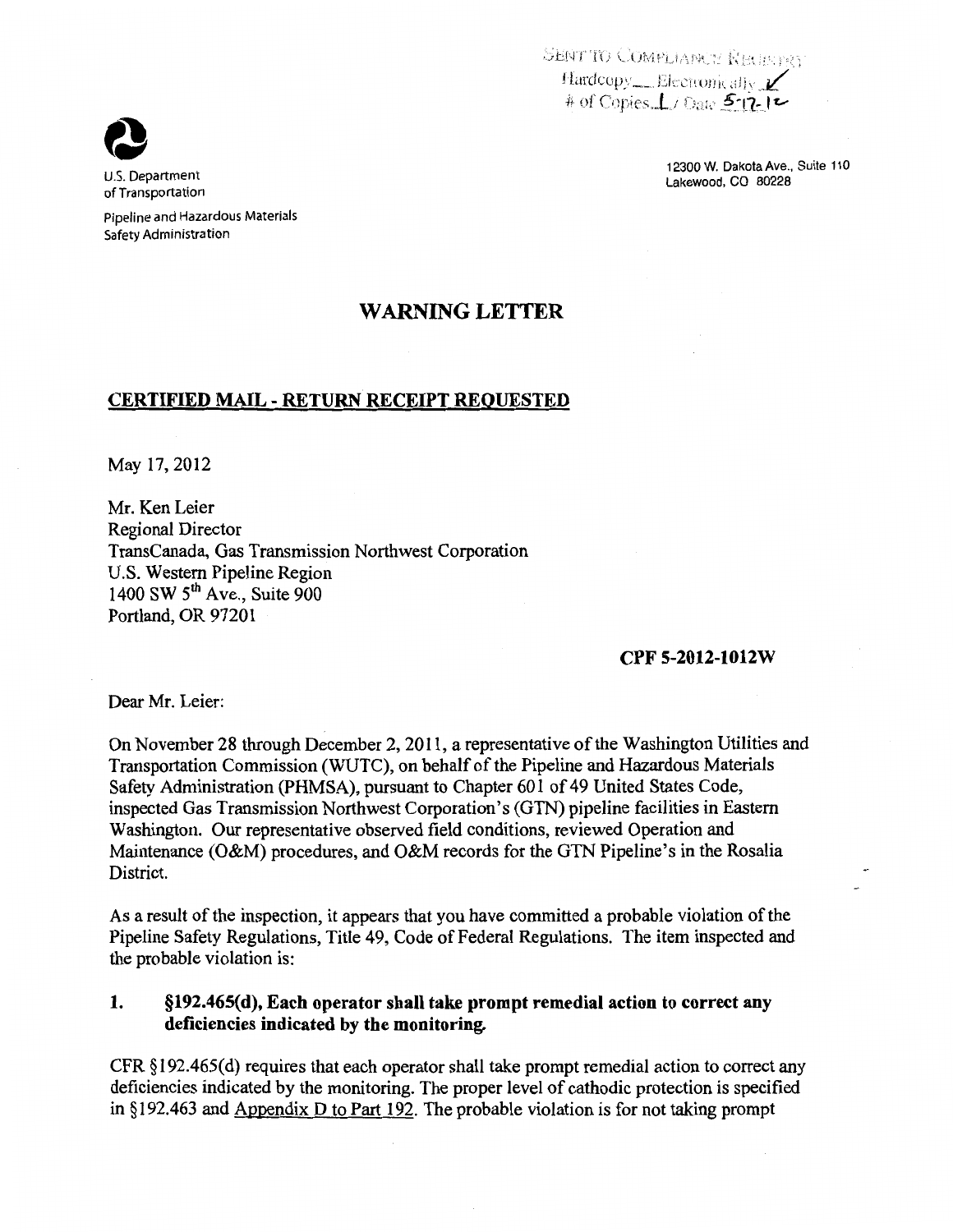SENT TO COMPLIANCE REGISTRY
Hardcopy___ Electronically ✓
# of Copies 1 / Date 5-17-12

U.S. Department of Transportation

Pipeline and Hazardous Materials Safety Administration

12300 W. Dakota Ave., Suite 110
Lakewood, CO 80228

# WARNING LETTER

## CERTIFIED MAIL - RETURN RECEIPT REQUESTED

May 17, 2012

Mr. Ken Leier
Regional Director
TransCanada, Gas Transmission Northwest Corporation
U.S. Western Pipeline Region
1400 SW 5th Ave., Suite 900
Portland, OR 97201

**CPF 5-2012-1012W**

Dear Mr. Leier:

On November 28 through December 2, 2011, a representative of the Washington Utilities and Transportation Commission (WUTC), on behalf of the Pipeline and Hazardous Materials Safety Administration (PHMSA), pursuant to Chapter 601 of 49 United States Code, inspected Gas Transmission Northwest Corporation's (GTN) pipeline facilities in Eastern Washington. Our representative observed field conditions, reviewed Operation and Maintenance (O&M) procedures, and O&M records for the GTN Pipeline's in the Rosalia District.

As a result of the inspection, it appears that you have committed a probable violation of the Pipeline Safety Regulations, Title 49, Code of Federal Regulations. The item inspected and the probable violation is:

**1. §192.465(d), Each operator shall take prompt remedial action to correct any deficiencies indicated by the monitoring.**

CFR §192.465(d) requires that each operator shall take prompt remedial action to correct any deficiencies indicated by the monitoring. The proper level of cathodic protection is specified in §192.463 and Appendix D to Part 192. The probable violation is for not taking prompt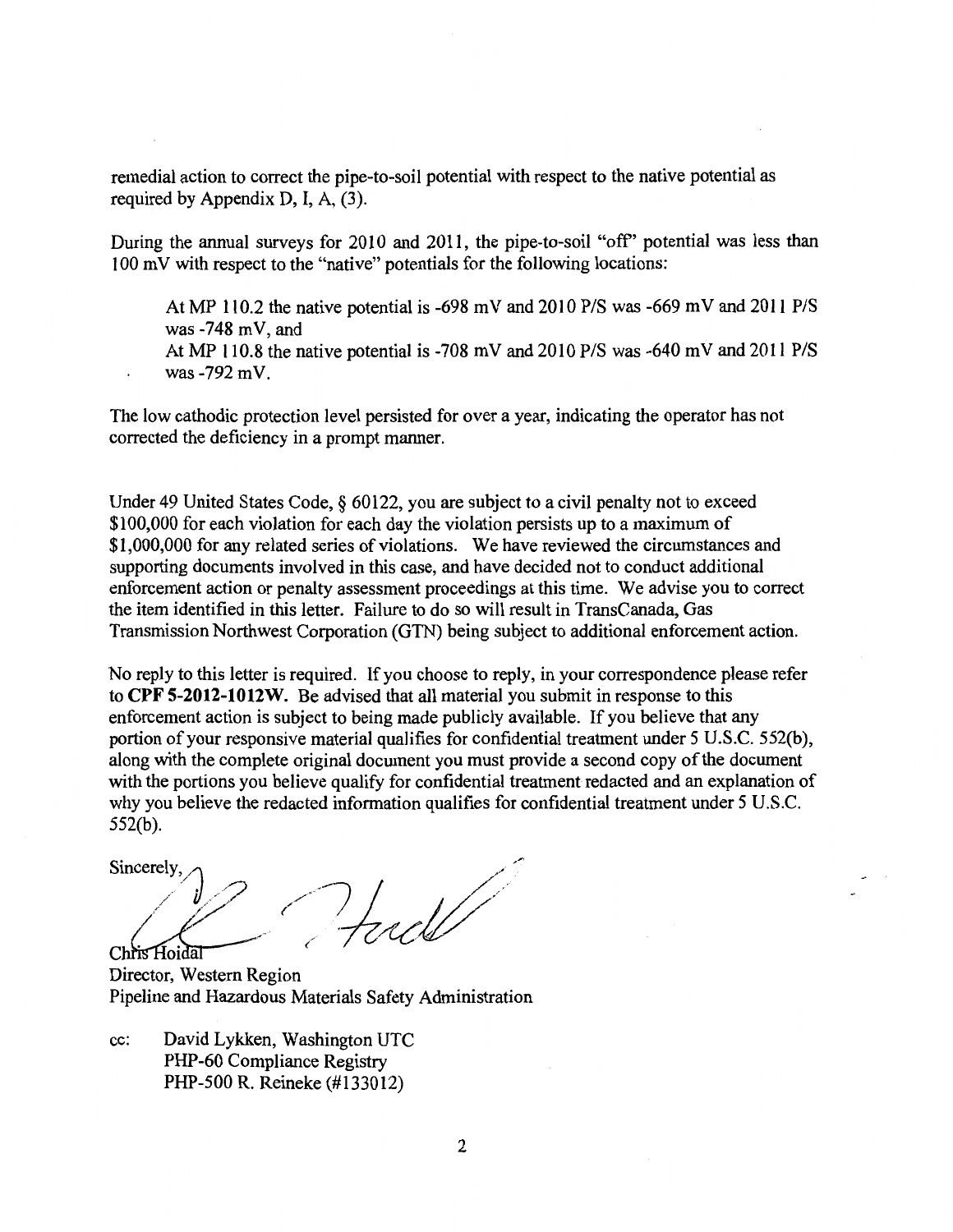remedial action to correct the pipe-to-soil potential with respect to the native potential as required by Appendix D, I, A, (3).

During the annual surveys for 2010 and 2011, the pipe-to-soil "off" potential was less than 100 mV with respect to the "native" potentials for the following locations:

At MP 110.2 the native potential is -698 mV and 2010 P/S was -669 mV and 2011 P/S was -748 mV, and

At MP 110.8 the native potential is -708 mV and 2010 P/S was -640 mV and 2011 P/S was -792 mV.

The low cathodic protection level persisted for over a year, indicating the operator has not corrected the deficiency in a prompt manner.

Under 49 United States Code, § 60122, you are subject to a civil penalty not to exceed $100,000 for each violation for each day the violation persists up to a maximum of $1,000,000 for any related series of violations. We have reviewed the circumstances and supporting documents involved in this case, and have decided not to conduct additional enforcement action or penalty assessment proceedings at this time. We advise you to correct the item identified in this letter. Failure to do so will result in TransCanada, Gas Transmission Northwest Corporation (GTN) being subject to additional enforcement action.

No reply to this letter is required. If you choose to reply, in your correspondence please refer to **CPF 5-2012-1012W.** Be advised that all material you submit in response to this enforcement action is subject to being made publicly available. If you believe that any portion of your responsive material qualifies for confidential treatment under 5 U.S.C. 552(b), along with the complete original document you must provide a second copy of the document with the portions you believe qualify for confidential treatment redacted and an explanation of why you believe the redacted information qualifies for confidential treatment under 5 U.S.C. 552(b).

Sincerely,

Chris Hoidal
Director, Western Region
Pipeline and Hazardous Materials Safety Administration

cc: David Lykken, Washington UTC
PHP-60 Compliance Registry
PHP-500 R. Reineke (#133012)